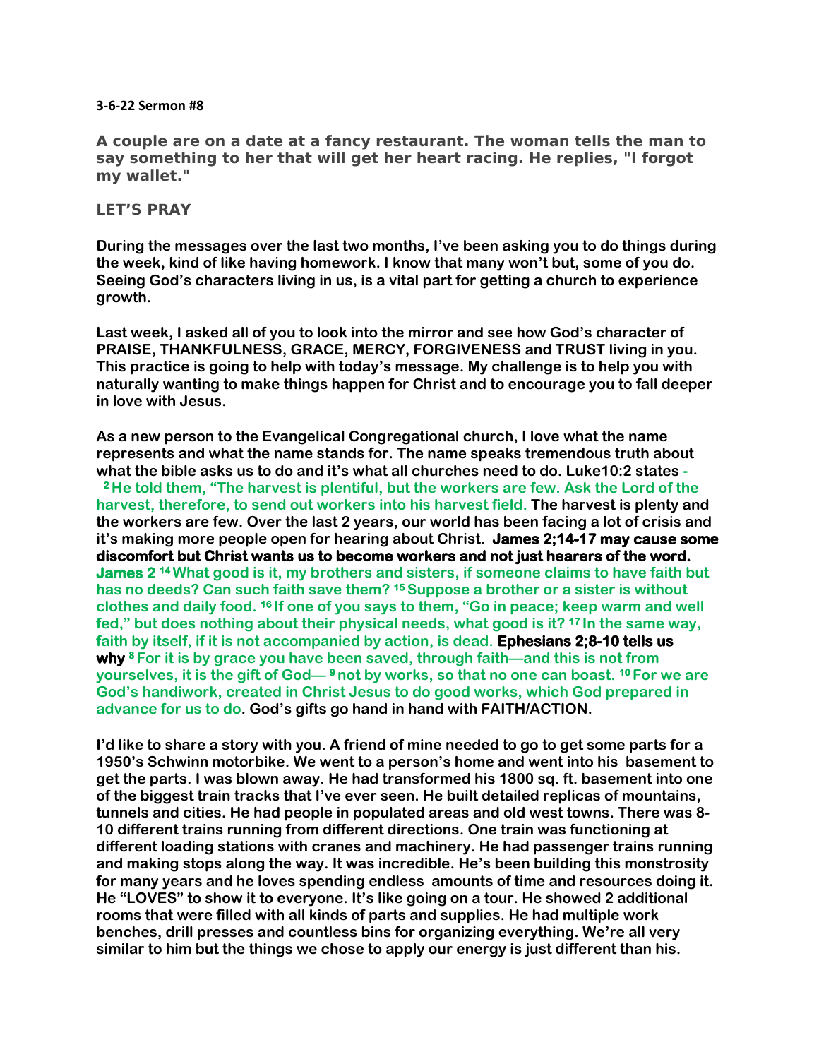**3-6-22 Sermon #8**

**A couple are on a date at a fancy restaurant. The woman tells the man to say something to her that will get her heart racing. He replies, "I forgot my wallet."**

**LET'S PRAY**

**During the messages over the last two months, I've been asking you to do things during the week, kind of like having homework. I know that many won't but, some of you do. Seeing God's characters living in us, is a vital part for getting a church to experience growth.**

**Last week, I asked all of you to look into the mirror and see how God's character of PRAISE, THANKFULNESS, GRACE, MERCY, FORGIVENESS and TRUST living in you. This practice is going to help with today's message. My challenge is to help you with naturally wanting to make things happen for Christ and to encourage you to fall deeper in love with Jesus.**

**As a new person to the Evangelical Congregational church, I love what the name represents and what the name stands for. The name speaks tremendous truth about what the bible asks us to do and it's what all churches need to do. Luke10:2 states - 2 He told them, "The harvest is plentiful, but the workers are few. Ask the Lord of the harvest, therefore, to send out workers into his harvest field. The harvest is plenty and the workers are few. Over the last 2 years, our world has been facing a lot of crisis and it's making more people open for hearing about Christ. James 2;14-17 may cause some discomfort but Christ wants us to become workers and not just hearers of the word. James 2 14 What good is it, my brothers and sisters, if someone claims to have faith but has no deeds? Can such faith save them? 15 Suppose a brother or a sister is without clothes and daily food. 16 If one of you says to them, "Go in peace; keep warm and well fed," but does nothing about their physical needs, what good is it? 17 In the same way, faith by itself, if it is not accompanied by action, is dead. Ephesians 2;8-10 tells us why 8 For it is by grace you have been saved, through faith—and this is not from yourselves, it is the gift of God— 9 not by works, so that no one can boast. 10 For we are God's handiwork, created in Christ Jesus to do good works, which God prepared in advance for us to do. God's gifts go hand in hand with FAITH/ACTION.**

**I'd like to share a story with you. A friend of mine needed to go to get some parts for a 1950's Schwinn motorbike. We went to a person's home and went into his basement to get the parts. I was blown away. He had transformed his 1800 sq. ft. basement into one of the biggest train tracks that I've ever seen. He built detailed replicas of mountains, tunnels and cities. He had people in populated areas and old west towns. There was 8-10 different trains running from different directions. One train was functioning at different loading stations with cranes and machinery. He had passenger trains running and making stops along the way. It was incredible. He's been building this monstrosity for many years and he loves spending endless amounts of time and resources doing it. He "LOVES" to show it to everyone. It's like going on a tour. He showed 2 additional rooms that were filled with all kinds of parts and supplies. He had multiple work benches, drill presses and countless bins for organizing everything. We're all very similar to him but the things we chose to apply our energy is just different than his.**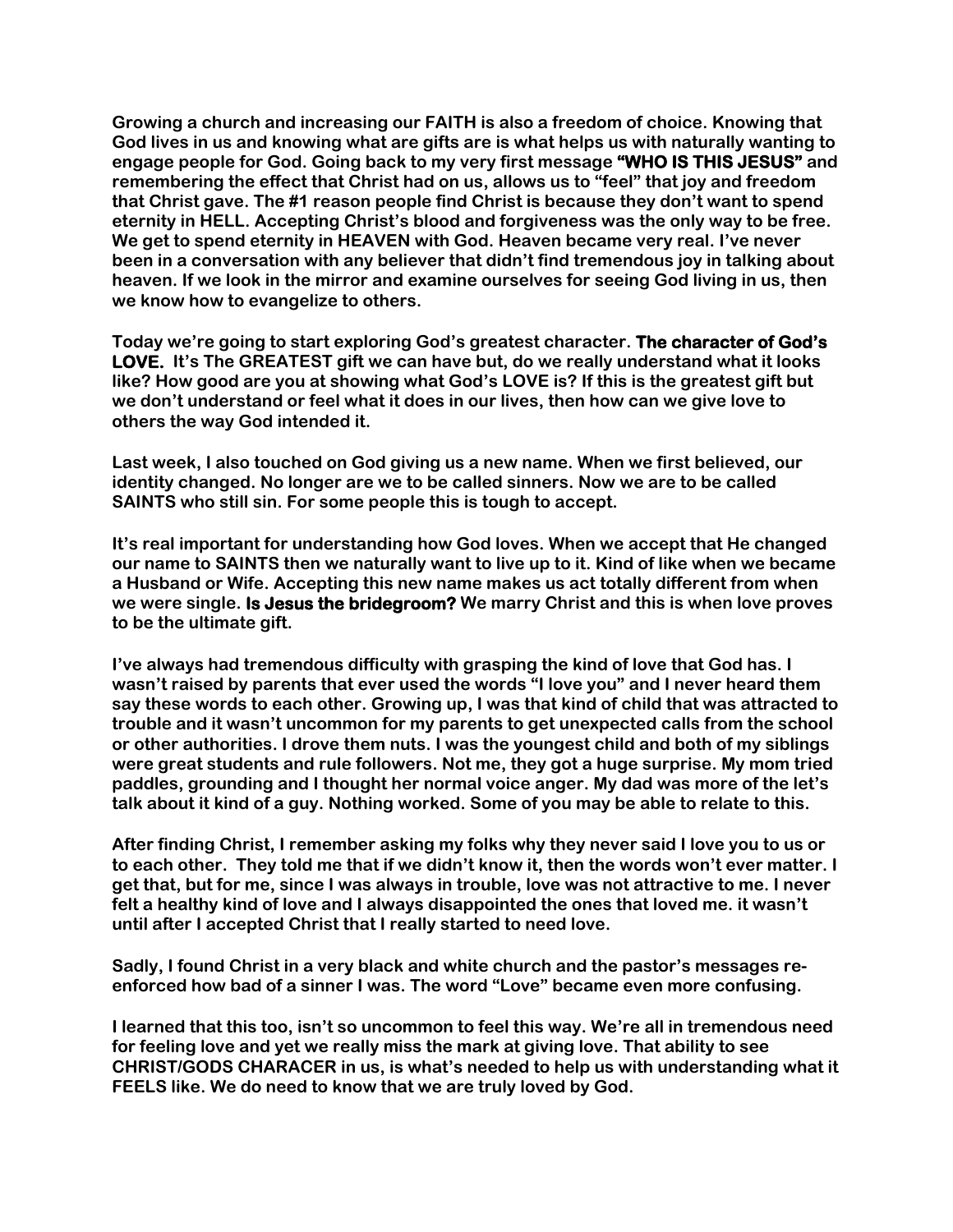Growing a church and increasing our FAITH is also a freedom of choice. Knowing that God lives in us and knowing what are gifts are is what helps us with naturally wanting to engage people for God. Going back to my very first message **"WHO IS THIS JESUS"** and remembering the effect that Christ had on us, allows us to "feel" that joy and freedom that Christ gave. The #1 reason people find Christ is because they don't want to spend eternity in HELL. Accepting Christ's blood and forgiveness was the only way to be free. We get to spend eternity in HEAVEN with God. Heaven became very real. I've never been in a conversation with any believer that didn't find tremendous joy in talking about heaven. If we look in the mirror and examine ourselves for seeing God living in us, then we know how to evangelize to others.

Today we're going to start exploring God's greatest character. **The character of God's LOVE.** It's The GREATEST gift we can have but, do we really understand what it looks like? How good are you at showing what God's LOVE is? If this is the greatest gift but we don't understand or feel what it does in our lives, then how can we give love to others the way God intended it.

Last week, I also touched on God giving us a new name. When we first believed, our identity changed. No longer are we to be called sinners. Now we are to be called SAINTS who still sin. For some people this is tough to accept.

It's real important for understanding how God loves. When we accept that He changed our name to SAINTS then we naturally want to live up to it. Kind of like when we became a Husband or Wife. Accepting this new name makes us act totally different from when we were single. **Is Jesus the bridegroom?** We marry Christ and this is when love proves to be the ultimate gift.

I've always had tremendous difficulty with grasping the kind of love that God has. I wasn't raised by parents that ever used the words "I love you" and I never heard them say these words to each other. Growing up, I was that kind of child that was attracted to trouble and it wasn't uncommon for my parents to get unexpected calls from the school or other authorities. I drove them nuts. I was the youngest child and both of my siblings were great students and rule followers. Not me, they got a huge surprise. My mom tried paddles, grounding and I thought her normal voice anger. My dad was more of the let's talk about it kind of a guy. Nothing worked. Some of you may be able to relate to this.

After finding Christ, I remember asking my folks why they never said I love you to us or to each other. They told me that if we didn't know it, then the words won't ever matter. I get that, but for me, since I was always in trouble, love was not attractive to me. I never felt a healthy kind of love and I always disappointed the ones that loved me. it wasn't until after I accepted Christ that I really started to need love.

Sadly, I found Christ in a very black and white church and the pastor's messages re-enforced how bad of a sinner I was. The word "Love" became even more confusing.

I learned that this too, isn't so uncommon to feel this way. We're all in tremendous need for feeling love and yet we really miss the mark at giving love. That ability to see CHRIST/GODS CHARACER in us, is what's needed to help us with understanding what it FEELS like. We do need to know that we are truly loved by God.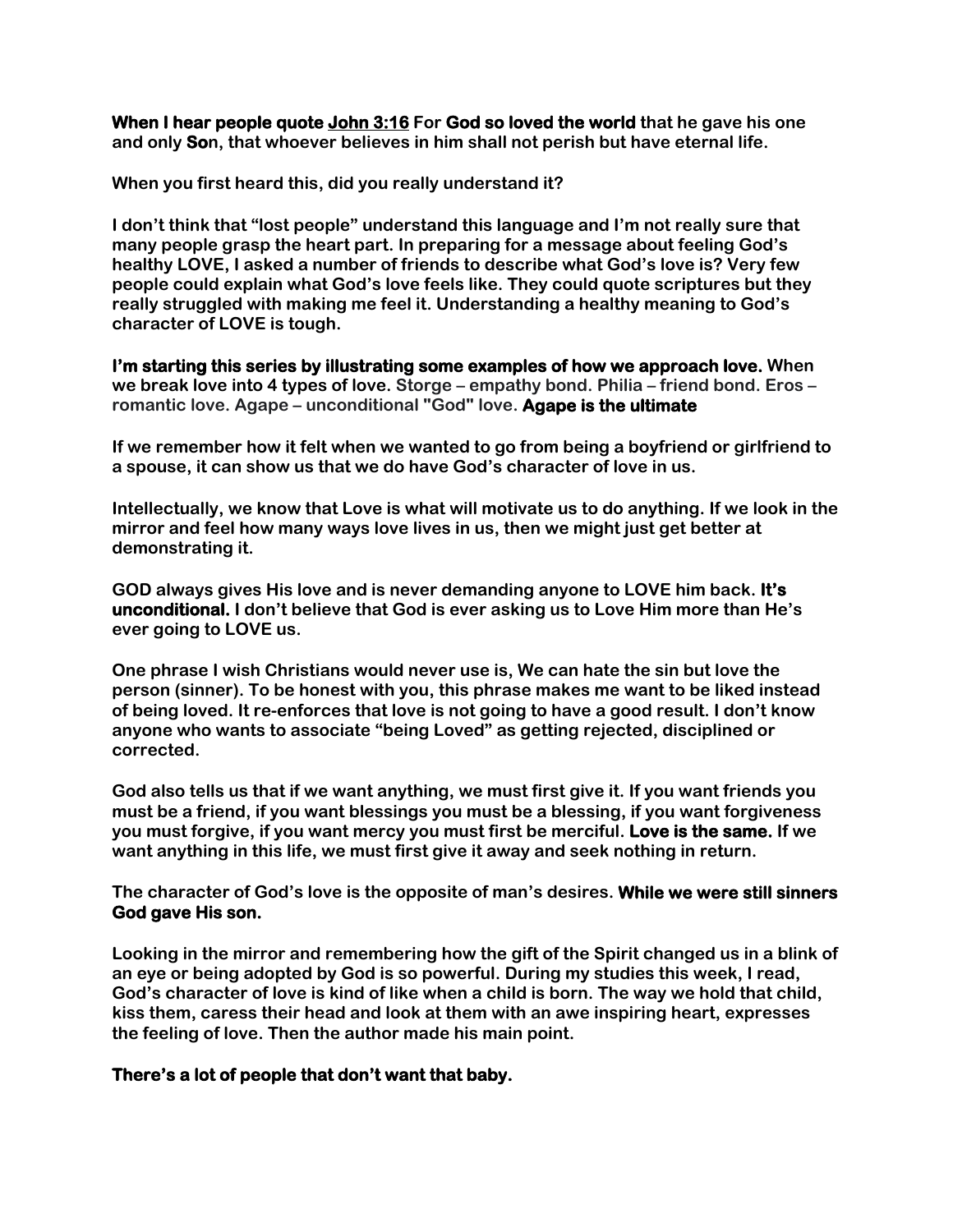**When I hear people quote** **John 3:16** For **God so loved the world** that he gave his one and only **So**n, that whoever believes in him shall not perish but have eternal life.

When you first heard this, did you really understand it?

I don't think that "lost people" understand this language and I'm not really sure that many people grasp the heart part. In preparing for a message about feeling God's healthy LOVE, I asked a number of friends to describe what God's love is? Very few people could explain what God's love feels like. They could quote scriptures but they really struggled with making me feel it. Understanding a healthy meaning to God's character of LOVE is tough.

**I'm starting this series by illustrating some examples of how we approach love.** When we break love into 4 types of love. Storge – empathy bond. Philia – friend bond. Eros – romantic love. Agape – unconditional "God" love. **Agape is the ultimate**

If we remember how it felt when we wanted to go from being a boyfriend or girlfriend to a spouse, it can show us that we do have God's character of love in us.

Intellectually, we know that Love is what will motivate us to do anything. If we look in the mirror and feel how many ways love lives in us, then we might just get better at demonstrating it.

GOD always gives His love and is never demanding anyone to LOVE him back. **It's unconditional.** I don't believe that God is ever asking us to Love Him more than He's ever going to LOVE us.

One phrase I wish Christians would never use is, We can hate the sin but love the person (sinner). To be honest with you, this phrase makes me want to be liked instead of being loved. It re-enforces that love is not going to have a good result. I don't know anyone who wants to associate "being Loved" as getting rejected, disciplined or corrected.

God also tells us that if we want anything, we must first give it. If you want friends you must be a friend, if you want blessings you must be a blessing, if you want forgiveness you must forgive, if you want mercy you must first be merciful. **Love is the same.** If we want anything in this life, we must first give it away and seek nothing in return.

The character of God's love is the opposite of man's desires. **While we were still sinners God gave His son.**

Looking in the mirror and remembering how the gift of the Spirit changed us in a blink of an eye or being adopted by God is so powerful. During my studies this week, I read, God's character of love is kind of like when a child is born. The way we hold that child, kiss them, caress their head and look at them with an awe inspiring heart, expresses the feeling of love. Then the author made his main point.

**There's a lot of people that don't want that baby.**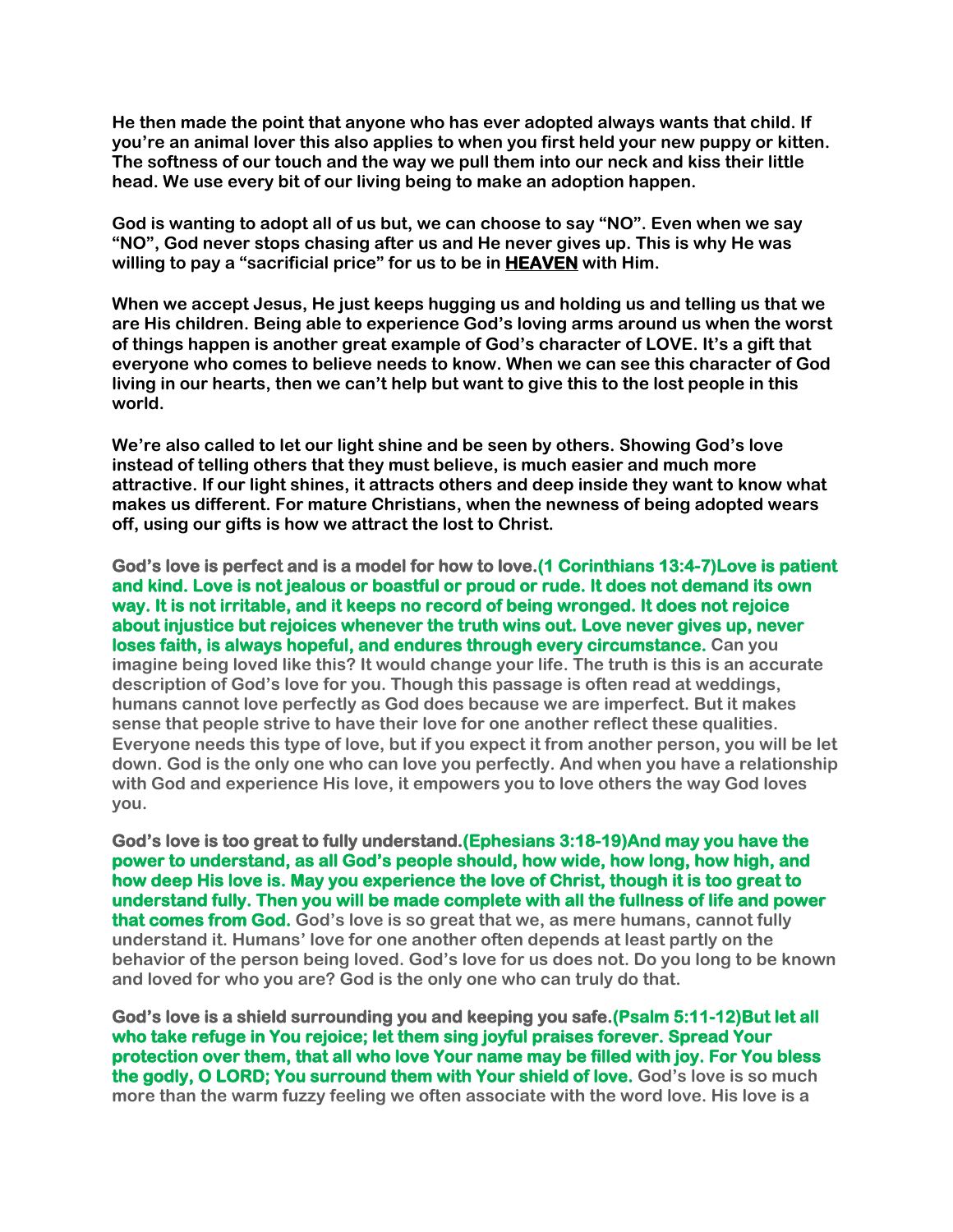**He then made the point that anyone who has ever adopted always wants that child. If you're an animal lover this also applies to when you first held your new puppy or kitten. The softness of our touch and the way we pull them into our neck and kiss their little head. We use every bit of our living being to make an adoption happen.**

**God is wanting to adopt all of us but, we can choose to say "NO". Even when we say "NO", God never stops chasing after us and He never gives up. This is why He was willing to pay a "sacrificial price" for us to be in <u>HEAVEN</u> with Him.**

**When we accept Jesus, He just keeps hugging us and holding us and telling us that we are His children. Being able to experience God's loving arms around us when the worst of things happen is another great example of God's character of LOVE. It's a gift that everyone who comes to believe needs to know. When we can see this character of God living in our hearts, then we can't help but want to give this to the lost people in this world.**

**We're also called to let our light shine and be seen by others. Showing God's love instead of telling others that they must believe, is much easier and much more attractive. If our light shines, it attracts others and deep inside they want to know what makes us different. For mature Christians, when the newness of being adopted wears off, using our gifts is how we attract the lost to Christ.**

**God's love is perfect and is a model for how to love.(1 Corinthians 13:4-7)Love is patient and kind. Love is not jealous or boastful or proud or rude. It does not demand its own way. It is not irritable, and it keeps no record of being wronged. It does not rejoice about injustice but rejoices whenever the truth wins out. Love never gives up, never loses faith, is always hopeful, and endures through every circumstance.** Can you imagine being loved like this? It would change your life. The truth is this is an accurate description of God's love for you. Though this passage is often read at weddings, humans cannot love perfectly as God does because we are imperfect. But it makes sense that people strive to have their love for one another reflect these qualities. Everyone needs this type of love, but if you expect it from another person, you will be let down. God is the only one who can love you perfectly. And when you have a relationship with God and experience His love, it empowers you to love others the way God loves you.

**God's love is too great to fully understand.(Ephesians 3:18-19)And may you have the power to understand, as all God's people should, how wide, how long, how high, and how deep His love is. May you experience the love of Christ, though it is too great to understand fully. Then you will be made complete with all the fullness of life and power that comes from God.** God's love is so great that we, as mere humans, cannot fully understand it. Humans' love for one another often depends at least partly on the behavior of the person being loved. God's love for us does not. Do you long to be known and loved for who you are? God is the only one who can truly do that.

**God's love is a shield surrounding you and keeping you safe.(Psalm 5:11-12)But let all who take refuge in You rejoice; let them sing joyful praises forever. Spread Your protection over them, that all who love Your name may be filled with joy. For You bless the godly, O LORD; You surround them with Your shield of love.** God's love is so much more than the warm fuzzy feeling we often associate with the word love. His love is a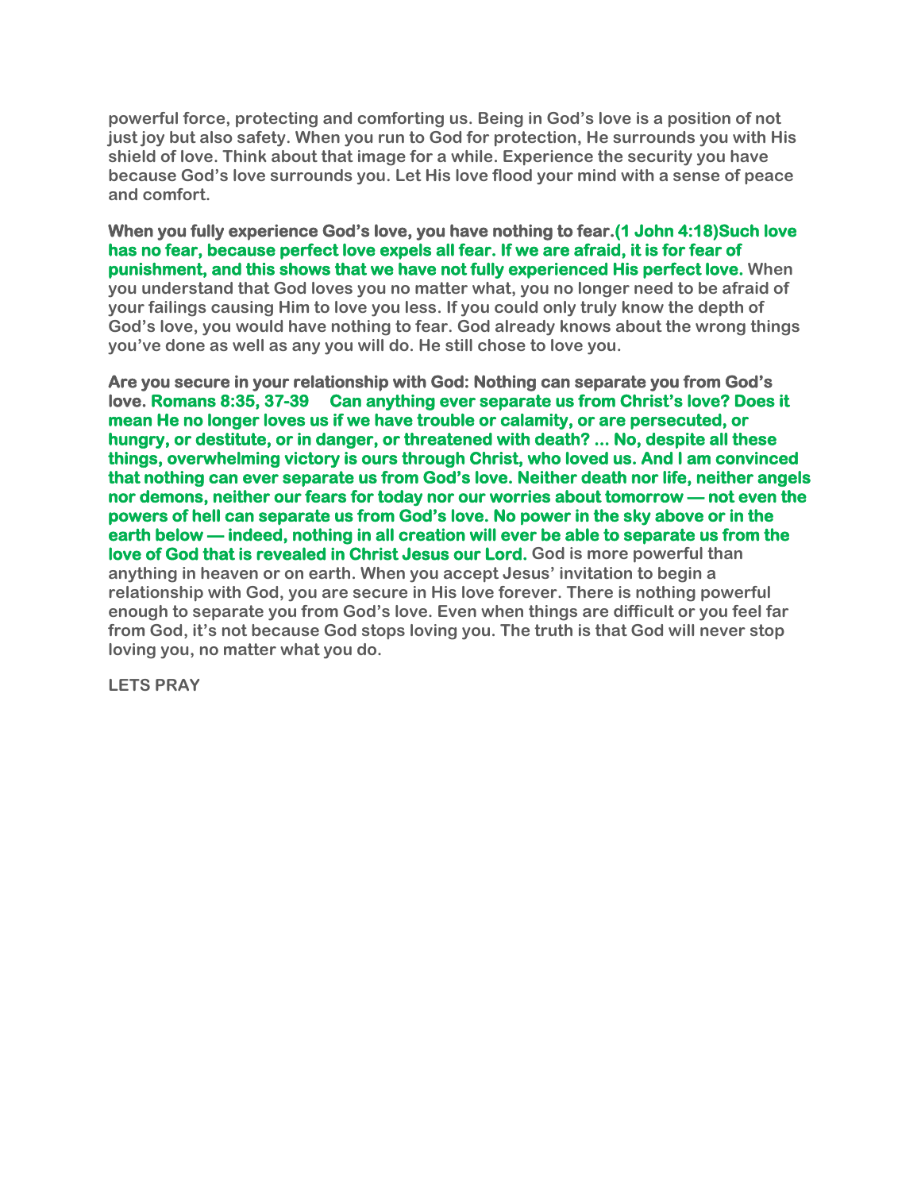powerful force, protecting and comforting us. Being in God's love is a position of not just joy but also safety. When you run to God for protection, He surrounds you with His shield of love. Think about that image for a while. Experience the security you have because God's love surrounds you. Let His love flood your mind with a sense of peace and comfort.

**When you fully experience God's love, you have nothing to fear.(1 John 4:18)Such love has no fear, because perfect love expels all fear. If we are afraid, it is for fear of punishment, and this shows that we have not fully experienced His perfect love.** When you understand that God loves you no matter what, you no longer need to be afraid of your failings causing Him to love you less. If you could only truly know the depth of God's love, you would have nothing to fear. God already knows about the wrong things you've done as well as any you will do. He still chose to love you.

**Are you secure in your relationship with God: Nothing can separate you from God's love. Romans 8:35, 37-39 Can anything ever separate us from Christ's love? Does it mean He no longer loves us if we have trouble or calamity, or are persecuted, or hungry, or destitute, or in danger, or threatened with death? ... No, despite all these things, overwhelming victory is ours through Christ, who loved us. And I am convinced that nothing can ever separate us from God's love. Neither death nor life, neither angels nor demons, neither our fears for today nor our worries about tomorrow — not even the powers of hell can separate us from God's love. No power in the sky above or in the earth below — indeed, nothing in all creation will ever be able to separate us from the love of God that is revealed in Christ Jesus our Lord.** God is more powerful than anything in heaven or on earth. When you accept Jesus' invitation to begin a relationship with God, you are secure in His love forever. There is nothing powerful enough to separate you from God's love. Even when things are difficult or you feel far from God, it's not because God stops loving you. The truth is that God will never stop loving you, no matter what you do.

**LETS PRAY**